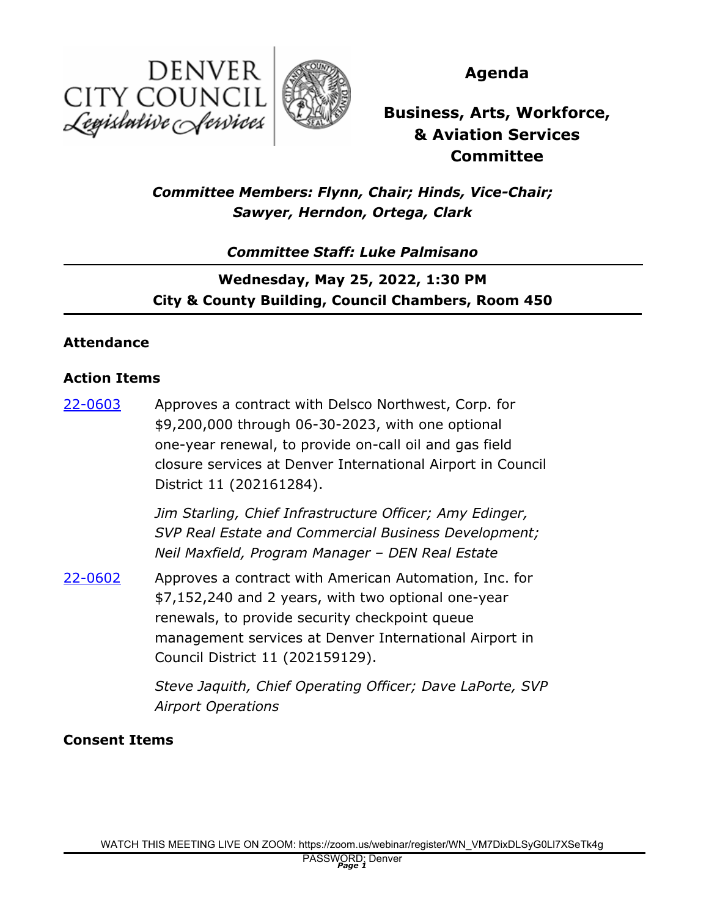DENVER CITY COUNCIL
Legislative Services

# Agenda

# Business, Arts, Workforce, & Aviation Services Committee

***Committee Members: Flynn, Chair; Hinds, Vice-Chair; Sawyer, Herndon, Ortega, Clark***

***Committee Staff: Luke Palmisano***

**Wednesday, May 25, 2022, 1:30 PM**
**City & County Building, Council Chambers, Room 450**

## Attendance

## Action Items

[22-0603] Approves a contract with Delsco Northwest, Corp. for $9,200,000 through 06-30-2023, with one optional one-year renewal, to provide on-call oil and gas field closure services at Denver International Airport in Council District 11 (202161284).

*Jim Starling, Chief Infrastructure Officer; Amy Edinger, SVP Real Estate and Commercial Business Development; Neil Maxfield, Program Manager – DEN Real Estate*

[22-0602] Approves a contract with American Automation, Inc. for $7,152,240 and 2 years, with two optional one-year renewals, to provide security checkpoint queue management services at Denver International Airport in Council District 11 (202159129).

*Steve Jaquith, Chief Operating Officer; Dave LaPorte, SVP Airport Operations*

## Consent Items

WATCH THIS MEETING LIVE ON ZOOM: https://zoom.us/webinar/register/WN_VM7DixDLSyG0Ll7XSeTk4g
PASSWORD: Denver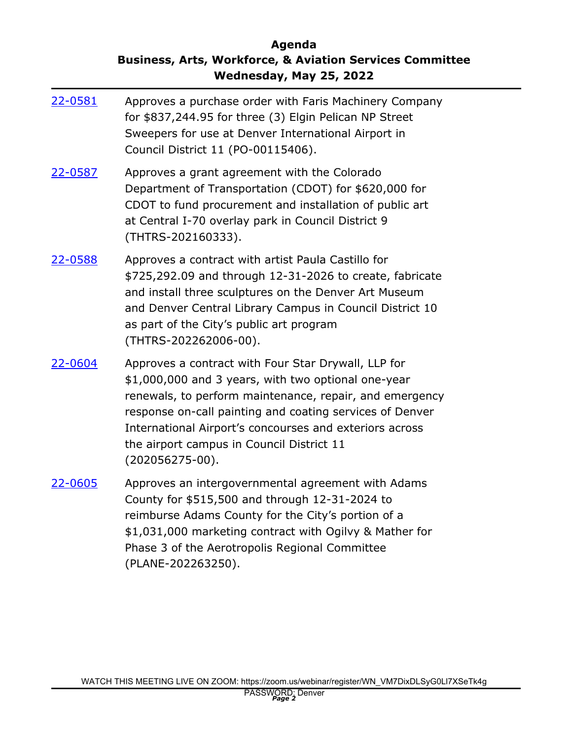22-0581 Approves a purchase order with Faris Machinery Company for $837,244.95 for three (3) Elgin Pelican NP Street Sweepers for use at Denver International Airport in Council District 11 (PO-00115406).

22-0587 Approves a grant agreement with the Colorado Department of Transportation (CDOT) for $620,000 for CDOT to fund procurement and installation of public art at Central I-70 overlay park in Council District 9 (THTRS-202160333).

22-0588 Approves a contract with artist Paula Castillo for $725,292.09 and through 12-31-2026 to create, fabricate and install three sculptures on the Denver Art Museum and Denver Central Library Campus in Council District 10 as part of the City's public art program (THTRS-202262006-00).

22-0604 Approves a contract with Four Star Drywall, LLP for $1,000,000 and 3 years, with two optional one-year renewals, to perform maintenance, repair, and emergency response on-call painting and coating services of Denver International Airport's concourses and exteriors across the airport campus in Council District 11 (202056275-00).

22-0605 Approves an intergovernmental agreement with Adams County for $515,500 and through 12-31-2024 to reimburse Adams County for the City's portion of a $1,031,000 marketing contract with Ogilvy & Mather for Phase 3 of the Aerotropolis Regional Committee (PLANE-202263250).